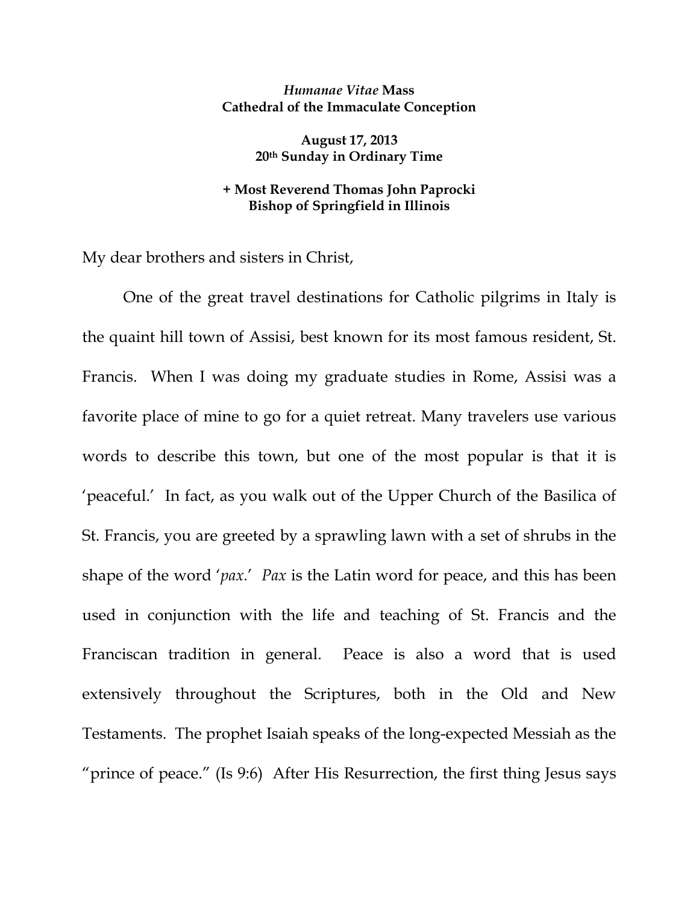**_Humanae Vitae_ Mass**
**Cathedral of the Immaculate Conception**

**August 17, 2013**
**20th Sunday in Ordinary Time**

**+ Most Reverend Thomas John Paprocki**
**Bishop of Springfield in Illinois**

My dear brothers and sisters in Christ,

One of the great travel destinations for Catholic pilgrims in Italy is the quaint hill town of Assisi, best known for its most famous resident, St. Francis. When I was doing my graduate studies in Rome, Assisi was a favorite place of mine to go for a quiet retreat. Many travelers use various words to describe this town, but one of the most popular is that it is 'peaceful.' In fact, as you walk out of the Upper Church of the Basilica of St. Francis, you are greeted by a sprawling lawn with a set of shrubs in the shape of the word '*pax*.' *Pax* is the Latin word for peace, and this has been used in conjunction with the life and teaching of St. Francis and the Franciscan tradition in general. Peace is also a word that is used extensively throughout the Scriptures, both in the Old and New Testaments. The prophet Isaiah speaks of the long-expected Messiah as the "prince of peace." (Is 9:6) After His Resurrection, the first thing Jesus says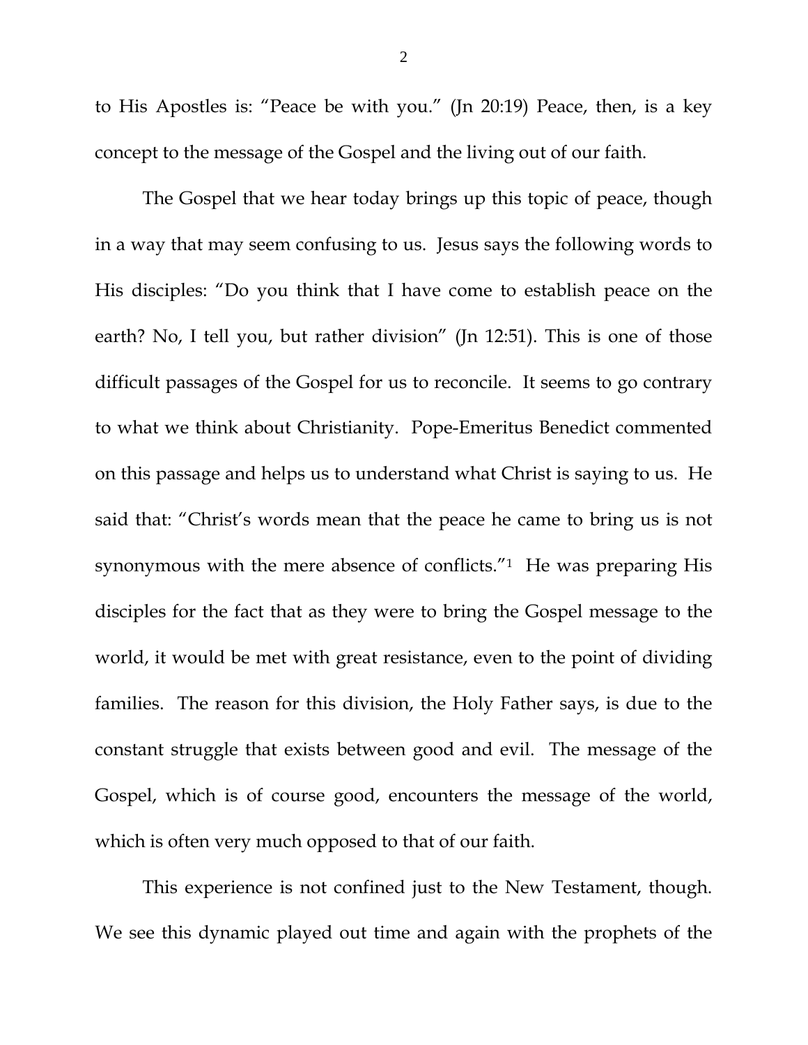to His Apostles is: "Peace be with you." (Jn 20:19) Peace, then, is a key concept to the message of the Gospel and the living out of our faith.

The Gospel that we hear today brings up this topic of peace, though in a way that may seem confusing to us. Jesus says the following words to His disciples: "Do you think that I have come to establish peace on the earth? No, I tell you, but rather division" (Jn 12:51). This is one of those difficult passages of the Gospel for us to reconcile. It seems to go contrary to what we think about Christianity. Pope-Emeritus Benedict commented on this passage and helps us to understand what Christ is saying to us. He said that: "Christ's words mean that the peace he came to bring us is not synonymous with the mere absence of conflicts."[1] He was preparing His disciples for the fact that as they were to bring the Gospel message to the world, it would be met with great resistance, even to the point of dividing families. The reason for this division, the Holy Father says, is due to the constant struggle that exists between good and evil. The message of the Gospel, which is of course good, encounters the message of the world, which is often very much opposed to that of our faith.

This experience is not confined just to the New Testament, though. We see this dynamic played out time and again with the prophets of the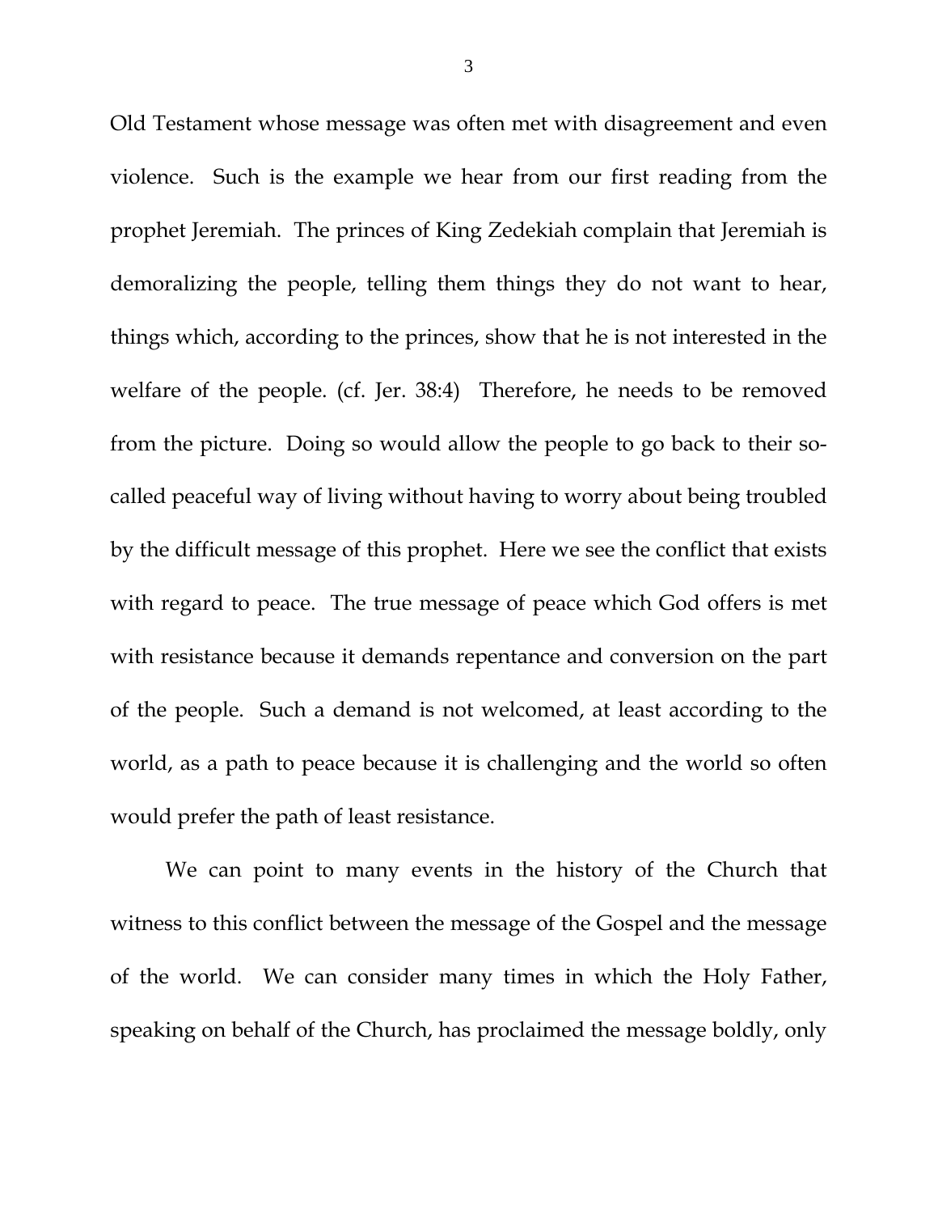Old Testament whose message was often met with disagreement and even violence. Such is the example we hear from our first reading from the prophet Jeremiah. The princes of King Zedekiah complain that Jeremiah is demoralizing the people, telling them things they do not want to hear, things which, according to the princes, show that he is not interested in the welfare of the people. (cf. Jer. 38:4) Therefore, he needs to be removed from the picture. Doing so would allow the people to go back to their so-called peaceful way of living without having to worry about being troubled by the difficult message of this prophet. Here we see the conflict that exists with regard to peace. The true message of peace which God offers is met with resistance because it demands repentance and conversion on the part of the people. Such a demand is not welcomed, at least according to the world, as a path to peace because it is challenging and the world so often would prefer the path of least resistance.

We can point to many events in the history of the Church that witness to this conflict between the message of the Gospel and the message of the world. We can consider many times in which the Holy Father, speaking on behalf of the Church, has proclaimed the message boldly, only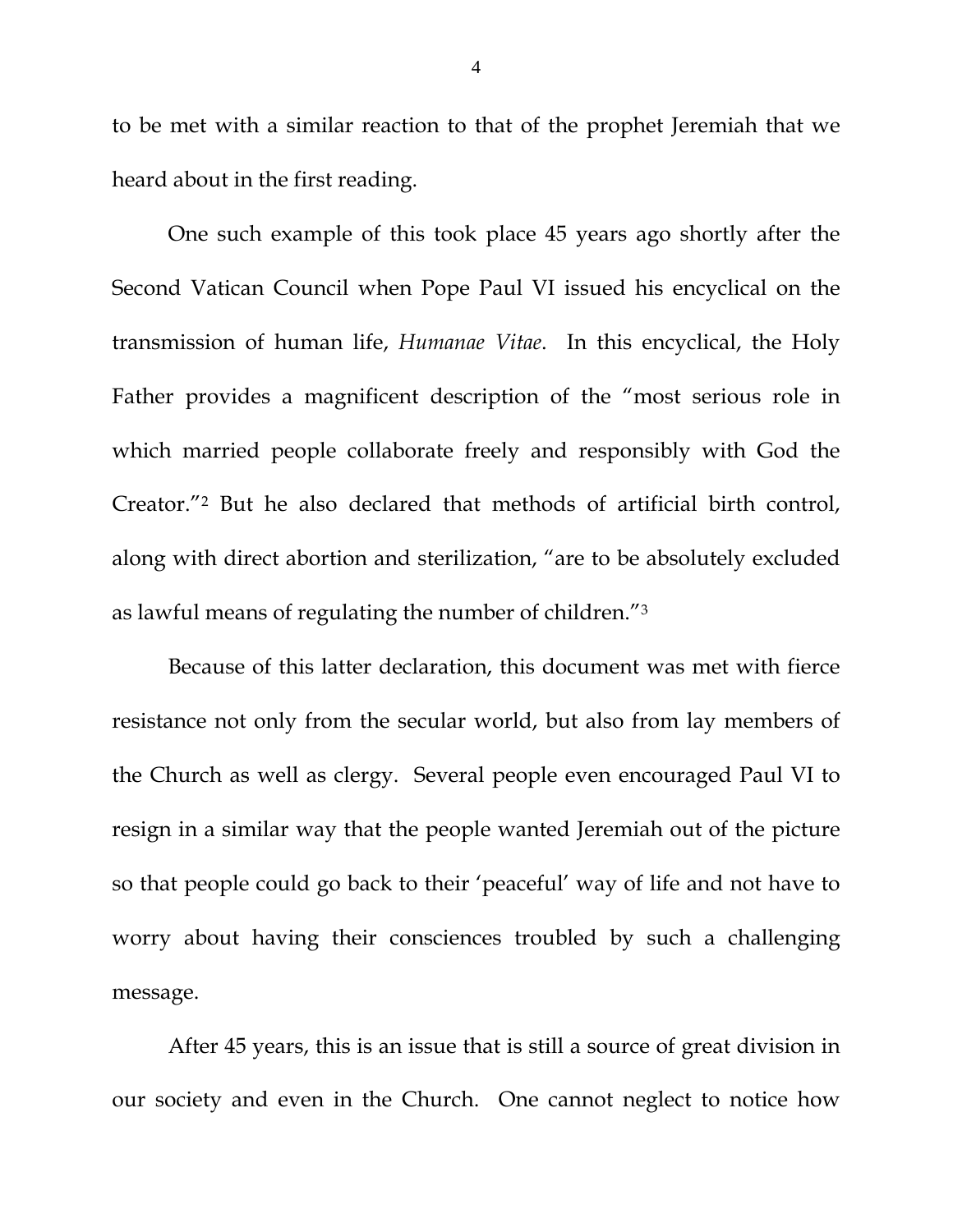to be met with a similar reaction to that of the prophet Jeremiah that we heard about in the first reading.

One such example of this took place 45 years ago shortly after the Second Vatican Council when Pope Paul VI issued his encyclical on the transmission of human life, *Humanae Vitae*. In this encyclical, the Holy Father provides a magnificent description of the "most serious role in which married people collaborate freely and responsibly with God the Creator."[2] But he also declared that methods of artificial birth control, along with direct abortion and sterilization, "are to be absolutely excluded as lawful means of regulating the number of children."[3]

Because of this latter declaration, this document was met with fierce resistance not only from the secular world, but also from lay members of the Church as well as clergy. Several people even encouraged Paul VI to resign in a similar way that the people wanted Jeremiah out of the picture so that people could go back to their 'peaceful' way of life and not have to worry about having their consciences troubled by such a challenging message.

After 45 years, this is an issue that is still a source of great division in our society and even in the Church. One cannot neglect to notice how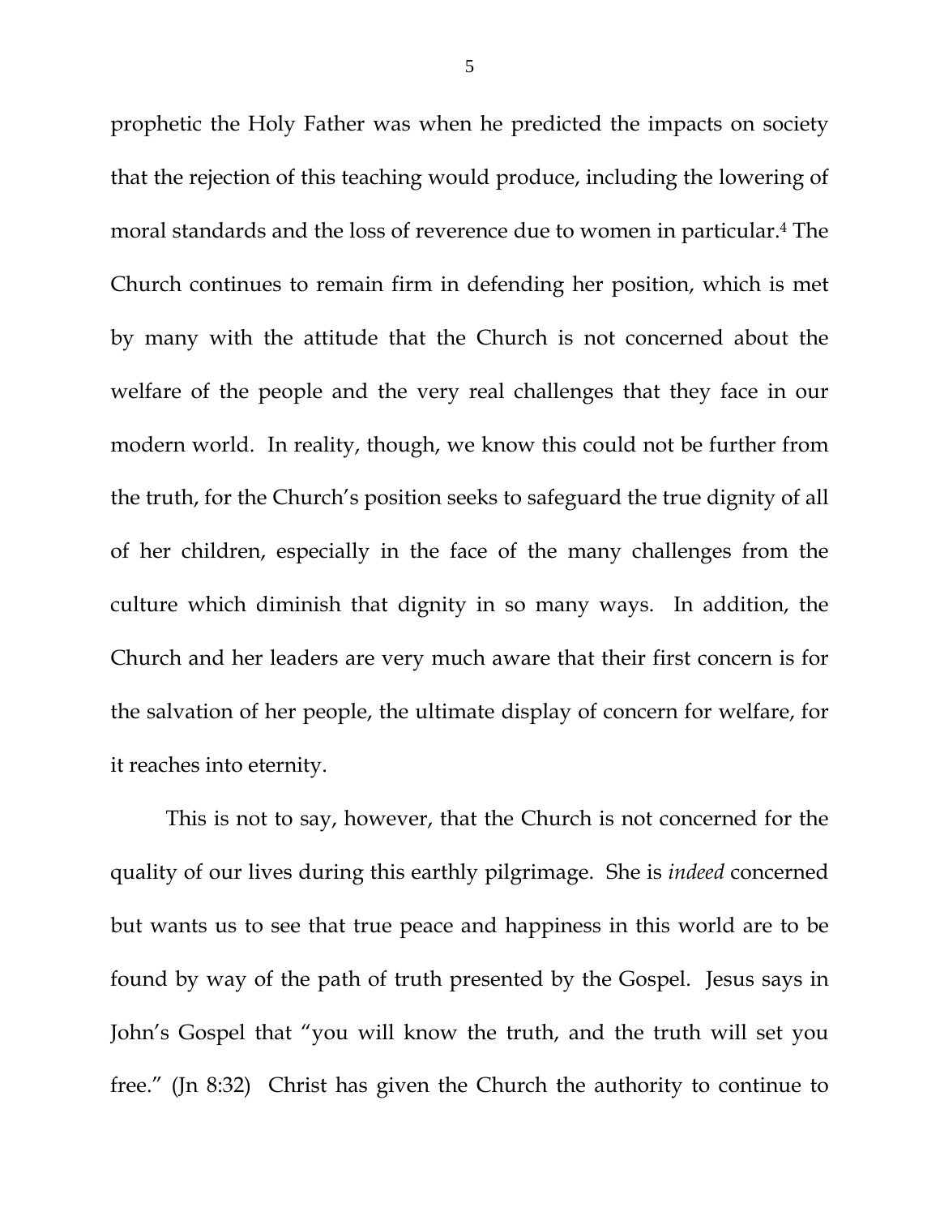prophetic the Holy Father was when he predicted the impacts on society that the rejection of this teaching would produce, including the lowering of moral standards and the loss of reverence due to women in particular.[4] The Church continues to remain firm in defending her position, which is met by many with the attitude that the Church is not concerned about the welfare of the people and the very real challenges that they face in our modern world. In reality, though, we know this could not be further from the truth, for the Church's position seeks to safeguard the true dignity of all of her children, especially in the face of the many challenges from the culture which diminish that dignity in so many ways. In addition, the Church and her leaders are very much aware that their first concern is for the salvation of her people, the ultimate display of concern for welfare, for it reaches into eternity.

This is not to say, however, that the Church is not concerned for the quality of our lives during this earthly pilgrimage. She is *indeed* concerned but wants us to see that true peace and happiness in this world are to be found by way of the path of truth presented by the Gospel. Jesus says in John's Gospel that "you will know the truth, and the truth will set you free." (Jn 8:32) Christ has given the Church the authority to continue to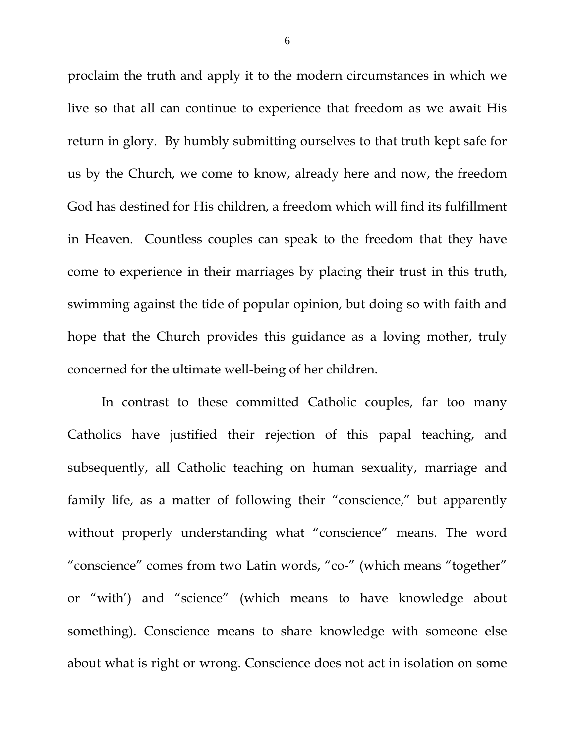proclaim the truth and apply it to the modern circumstances in which we live so that all can continue to experience that freedom as we await His return in glory. By humbly submitting ourselves to that truth kept safe for us by the Church, we come to know, already here and now, the freedom God has destined for His children, a freedom which will find its fulfillment in Heaven. Countless couples can speak to the freedom that they have come to experience in their marriages by placing their trust in this truth, swimming against the tide of popular opinion, but doing so with faith and hope that the Church provides this guidance as a loving mother, truly concerned for the ultimate well-being of her children.

In contrast to these committed Catholic couples, far too many Catholics have justified their rejection of this papal teaching, and subsequently, all Catholic teaching on human sexuality, marriage and family life, as a matter of following their "conscience," but apparently without properly understanding what "conscience" means. The word "conscience" comes from two Latin words, "co-" (which means "together" or "with') and "science" (which means to have knowledge about something). Conscience means to share knowledge with someone else about what is right or wrong. Conscience does not act in isolation on some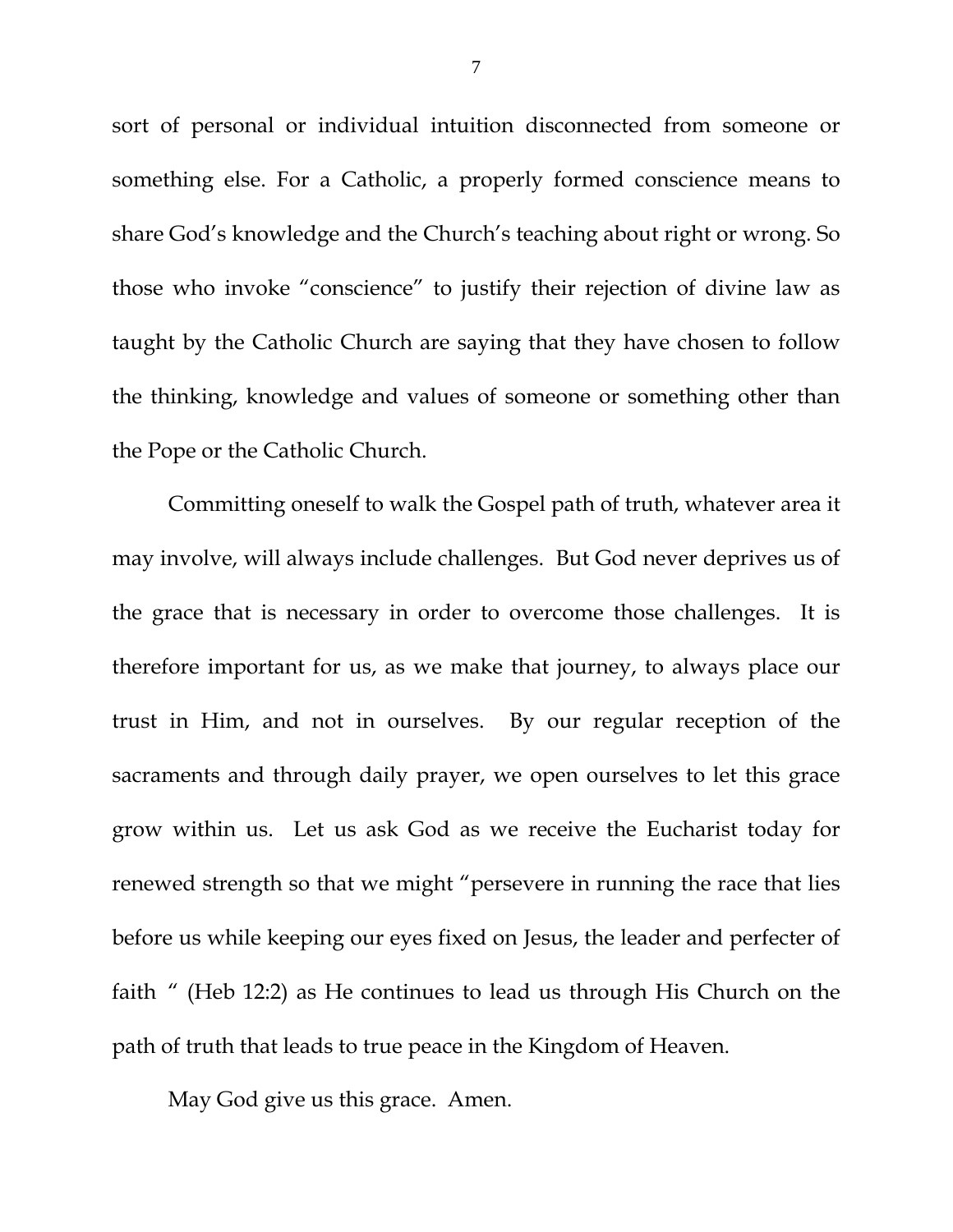sort of personal or individual intuition disconnected from someone or something else. For a Catholic, a properly formed conscience means to share God's knowledge and the Church's teaching about right or wrong. So those who invoke "conscience" to justify their rejection of divine law as taught by the Catholic Church are saying that they have chosen to follow the thinking, knowledge and values of someone or something other than the Pope or the Catholic Church.

Committing oneself to walk the Gospel path of truth, whatever area it may involve, will always include challenges. But God never deprives us of the grace that is necessary in order to overcome those challenges. It is therefore important for us, as we make that journey, to always place our trust in Him, and not in ourselves. By our regular reception of the sacraments and through daily prayer, we open ourselves to let this grace grow within us. Let us ask God as we receive the Eucharist today for renewed strength so that we might "persevere in running the race that lies before us while keeping our eyes fixed on Jesus, the leader and perfecter of faith " (Heb 12:2) as He continues to lead us through His Church on the path of truth that leads to true peace in the Kingdom of Heaven.

May God give us this grace. Amen.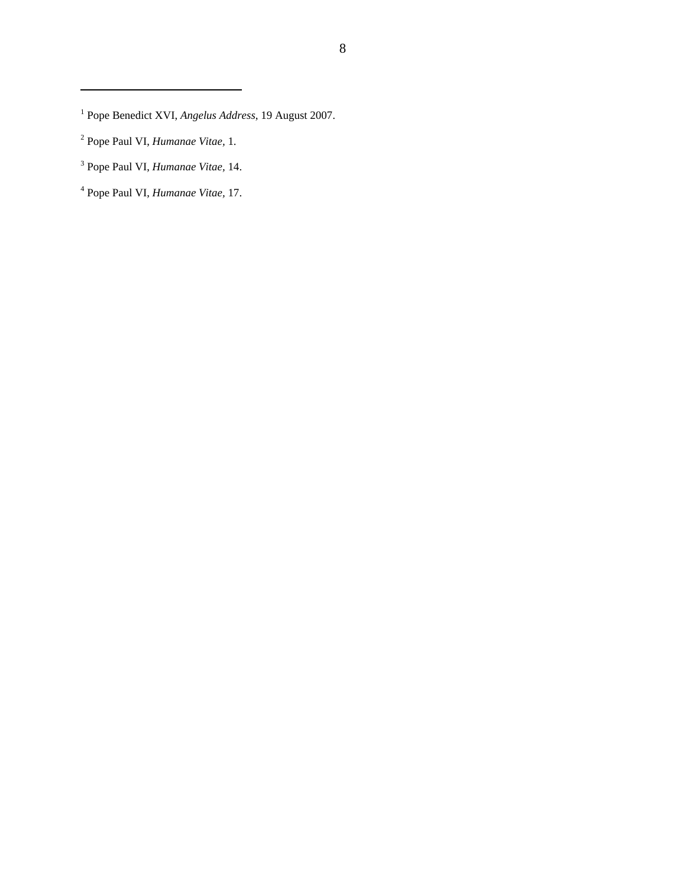[1] Pope Benedict XVI, *Angelus Address*, 19 August 2007.

[2] Pope Paul VI, *Humanae Vitae*, 1.

[3] Pope Paul VI, *Humanae Vitae*, 14.

[4] Pope Paul VI, *Humanae Vitae*, 17.